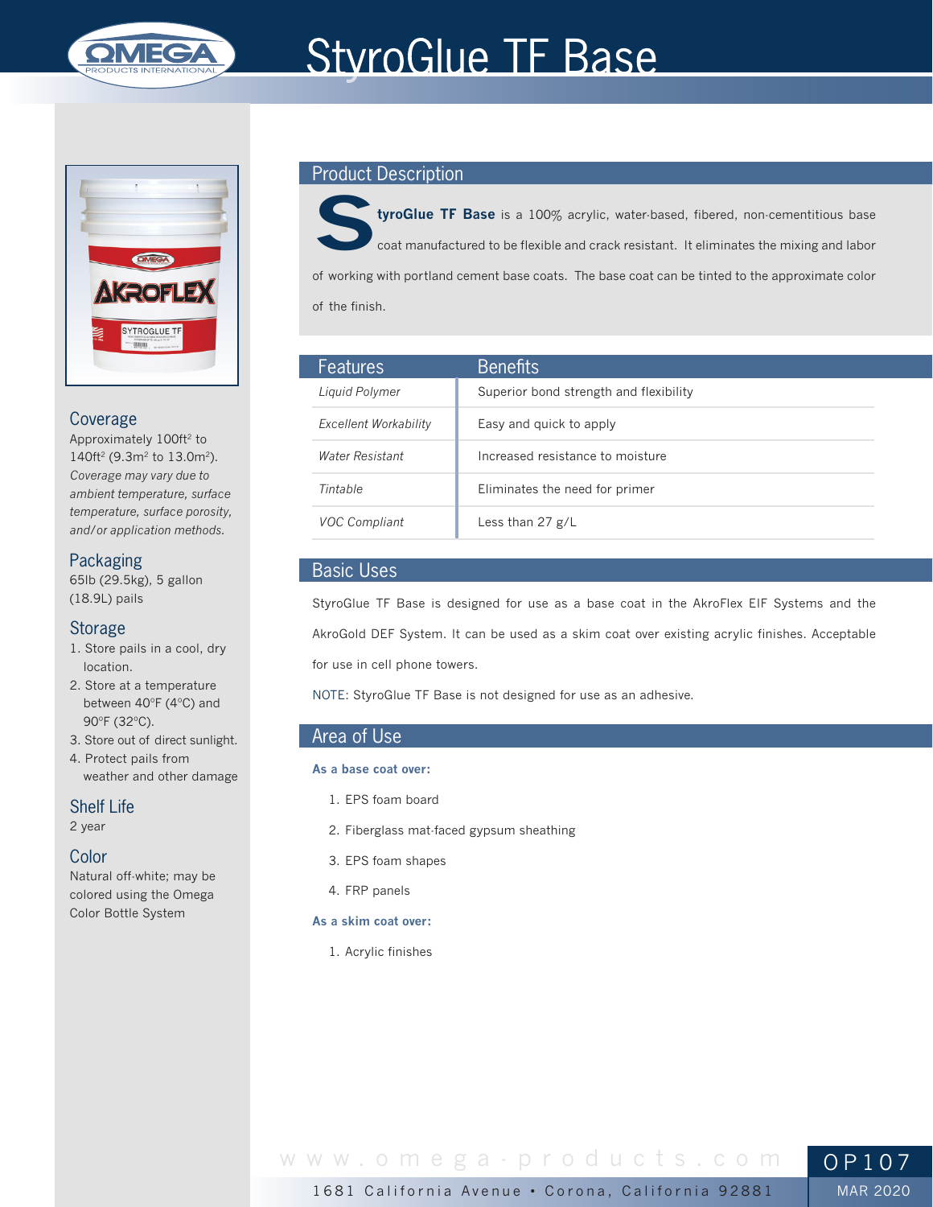// StyroGlue TF Base

## Coverage

Approximately 100ft$^2$ to 140ft$^2$ (9.3m$^2$ to 13.0m$^2$). *Coverage may vary due to ambient temperature, surface temperature, surface porosity, and/or application methods.*

## Packaging

65lb (29.5kg), 5 gallon (18.9L) pails

## Storage

1. Store pails in a cool, dry location.
2. Store at a temperature between 40°F (4°C) and 90°F (32°C).
3. Store out of direct sunlight.
4. Protect pails from weather and other damage

## Shelf Life

2 year

## Color

Natural off-white; may be colored using the Omega Color Bottle System

## Product Description

**StyroGlue TF Base** is a 100% acrylic, water-based, fibered, non-cementitious base coat manufactured to be flexible and crack resistant. It eliminates the mixing and labor of working with portland cement base coats. The base coat can be tinted to the approximate color of the finish.

| Features | Benefits |
| --- | --- |
| *Liquid Polymer* | Superior bond strength and flexibility |
| *Excellent Workability* | Easy and quick to apply |
| *Water Resistant* | Increased resistance to moisture |
| *Tintable* | Eliminates the need for primer |
| *VOC Compliant* | Less than 27 g/L |

## Basic Uses

StyroGlue TF Base is designed for use as a base coat in the AkroFlex EIF Systems and the AkroGold DEF System. It can be used as a skim coat over existing acrylic finishes. Acceptable for use in cell phone towers.

NOTE: StyroGlue TF Base is not designed for use as an adhesive.

## Area of Use

**As a base coat over:**

1. EPS foam board
2. Fiberglass mat-faced gypsum sheathing
3. EPS foam shapes
4. FRP panels

**As a skim coat over:**

1. Acrylic finishes

www.omega-products.com

1681 California Avenue • Corona, California 92881

OP107

MAR 2020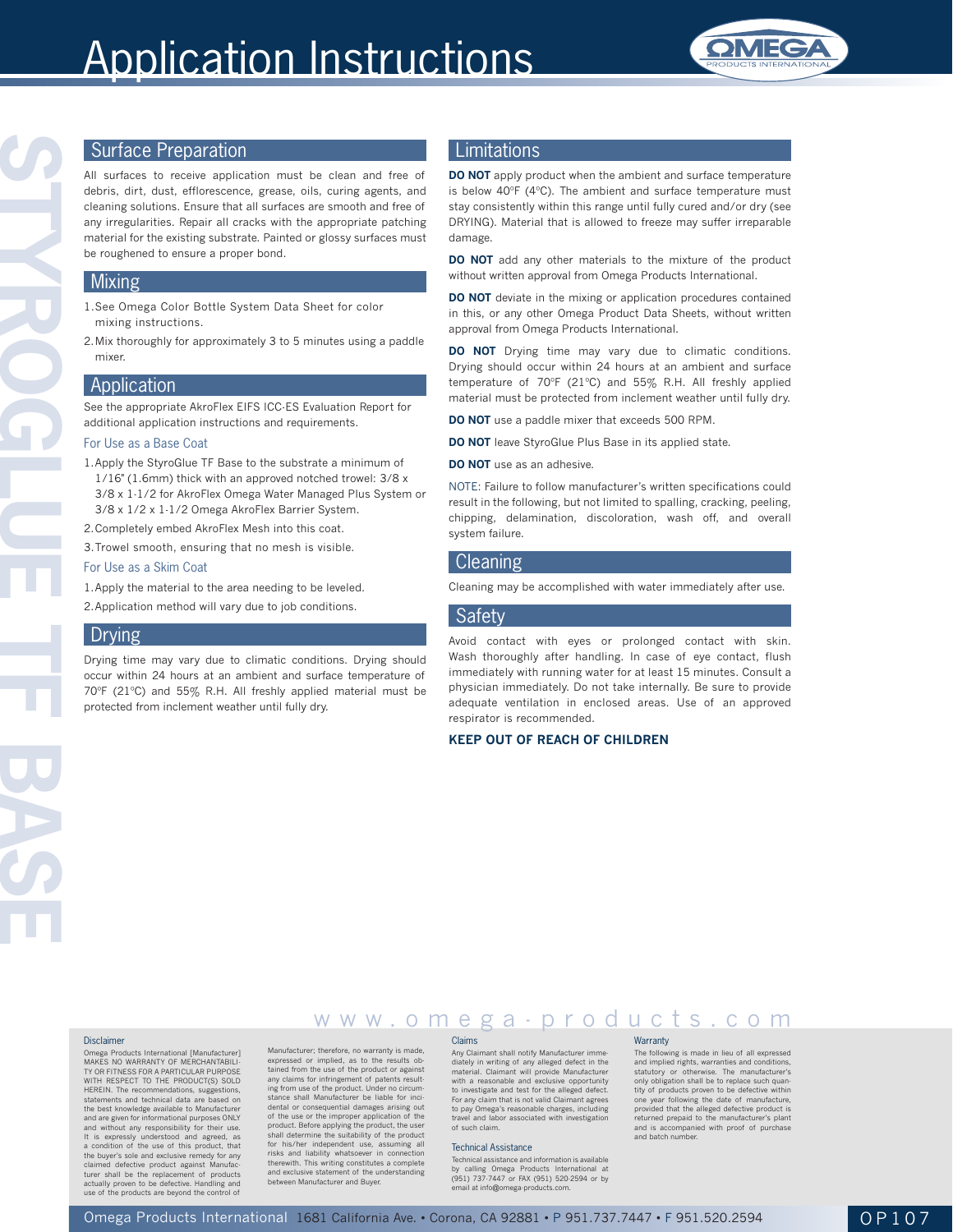# Application Instructions

STYROGLUE TF BASE

## Surface Preparation

All surfaces to receive application must be clean and free of debris, dirt, dust, efflorescence, grease, oils, curing agents, and cleaning solutions. Ensure that all surfaces are smooth and free of any irregularities. Repair all cracks with the appropriate patching material for the existing substrate. Painted or glossy surfaces must be roughened to ensure a proper bond.

## Mixing

1. See Omega Color Bottle System Data Sheet for color mixing instructions.
2. Mix thoroughly for approximately 3 to 5 minutes using a paddle mixer.

## Application

See the appropriate AkroFlex EIFS ICC-ES Evaluation Report for additional application instructions and requirements.

### For Use as a Base Coat

1. Apply the StyroGlue TF Base to the substrate a minimum of 1/16" (1.6mm) thick with an approved notched trowel: 3/8 x 3/8 x 1-1/2 for AkroFlex Omega Water Managed Plus System or 3/8 x 1/2 x 1-1/2 Omega AkroFlex Barrier System.
2. Completely embed AkroFlex Mesh into this coat.
3. Trowel smooth, ensuring that no mesh is visible.

### For Use as a Skim Coat

1. Apply the material to the area needing to be leveled.
2. Application method will vary due to job conditions.

## Drying

Drying time may vary due to climatic conditions. Drying should occur within 24 hours at an ambient and surface temperature of 70°F (21°C) and 55% R.H. All freshly applied material must be protected from inclement weather until fully dry.

## Limitations

**DO NOT** apply product when the ambient and surface temperature is below 40°F (4°C). The ambient and surface temperature must stay consistently within this range until fully cured and/or dry (see DRYING). Material that is allowed to freeze may suffer irreparable damage.

**DO NOT** add any other materials to the mixture of the product without written approval from Omega Products International.

**DO NOT** deviate in the mixing or application procedures contained in this, or any other Omega Product Data Sheets, without written approval from Omega Products International.

**DO NOT** Drying time may vary due to climatic conditions. Drying should occur within 24 hours at an ambient and surface temperature of 70°F (21°C) and 55% R.H. All freshly applied material must be protected from inclement weather until fully dry.

**DO NOT** use a paddle mixer that exceeds 500 RPM.

**DO NOT** leave StyroGlue Plus Base in its applied state.

**DO NOT** use as an adhesive.

NOTE: Failure to follow manufacturer's written specifications could result in the following, but not limited to spalling, cracking, peeling, chipping, delamination, discoloration, wash off, and overall system failure.

## Cleaning

Cleaning may be accomplished with water immediately after use.

## Safety

Avoid contact with eyes or prolonged contact with skin. Wash thoroughly after handling. In case of eye contact, flush immediately with running water for at least 15 minutes. Consult a physician immediately. Do not take internally. Be sure to provide adequate ventilation in enclosed areas. Use of an approved respirator is recommended.

**KEEP OUT OF REACH OF CHILDREN**

www.omega-products.com

### Disclaimer

Omega Products International [Manufacturer] MAKES NO WARRANTY OF MERCHANTABILITY OR FITNESS FOR A PARTICULAR PURPOSE WITH RESPECT TO THE PRODUCT(S) SOLD HEREIN. The recommendations, suggestions, statements and technical data are based on the best knowledge available to Manufacturer and are given for informational purposes ONLY and without any responsibility for their use. It is expressly understood and agreed, as a condition of the use of this product, that the buyer's sole and exclusive remedy for any claimed defective product against Manufacturer shall be the replacement of products actually proven to be defective. Handling and use of the products are beyond the control of Manufacturer; therefore, no warranty is made, expressed or implied, as to the results obtained from the use of the product or against any claims for infringement of patents resulting from use of the product. Under no circumstance shall Manufacturer be liable for incidental or consequential damages arising out of the use or the improper application of the product. Before applying the product, the user shall determine the suitability of the product for his/her independent use, assuming all risks and liability whatsoever in connection therewith. This writing constitutes a complete and exclusive statement of the understanding between Manufacturer and Buyer.

### Claims

Any Claimant shall notify Manufacturer immediately in writing of any alleged defect in the material. Claimant will provide Manufacturer with a reasonable and exclusive opportunity to investigate and test for the alleged defect. For any claim that is not valid Claimant agrees to pay Omega's reasonable charges, including travel and labor associated with investigation of such claim.

### Technical Assistance

Technical assistance and information is available by calling Omega Products International at (951) 737-7447 or FAX (951) 520-2594 or by email at info@omega-products.com.

### Warranty

The following is made in lieu of all expressed and implied rights, warranties and conditions, statutory or otherwise. The manufacturer's only obligation shall be to replace such quantity of products proven to be defective within one year following the date of manufacture, provided that the alleged defective product is returned prepaid to the manufacturer's plant and is accompanied with proof of purchase and batch number.

Omega Products International 1681 California Ave. • Corona, CA 92881 • P 951.737.7447 • F 951.520.2594 OP107